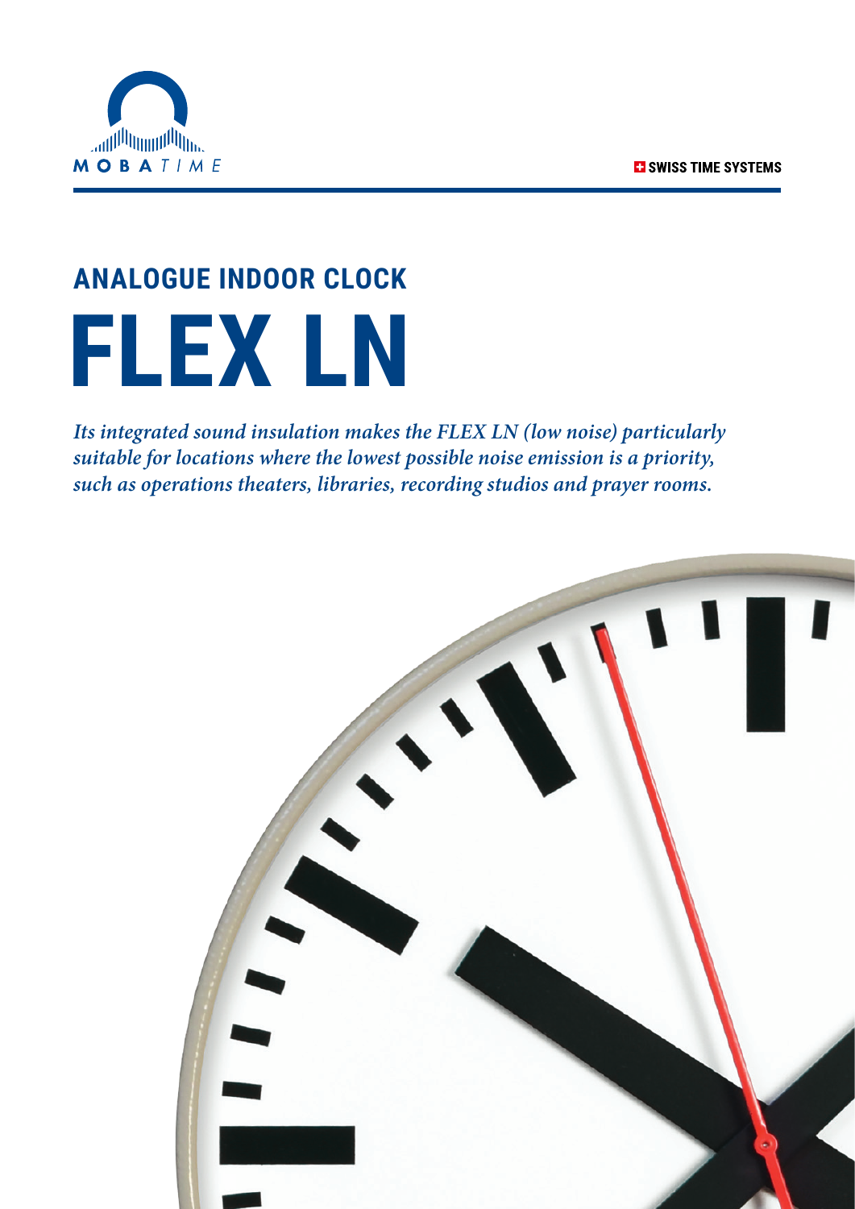MOBATIME

SWISS TIME SYSTEMS

## ANALOGUE INDOOR CLOCK

# FLEX LN

*Its integrated sound insulation makes the FLEX LN (low noise) particularly suitable for locations where the lowest possible noise emission is a priority, such as operations theaters, libraries, recording studios and prayer rooms.*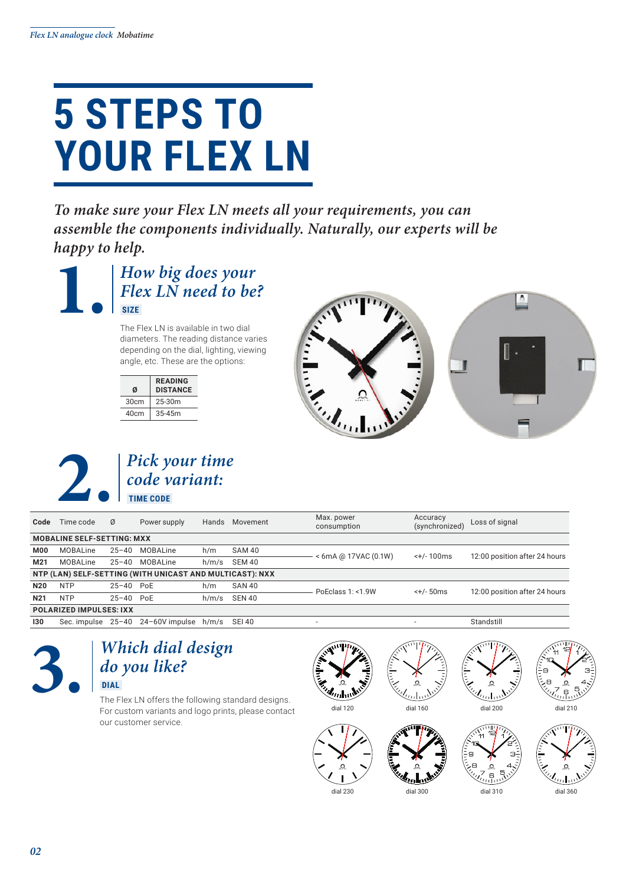// 5 STEPS TO YOUR FLEX LN

# 5 STEPS TO YOUR FLEX LN

*To make sure your Flex LN meets all your requirements, you can assemble the components individually. Naturally, our experts will be happy to help.*

## 1. *How big does your Flex LN need to be?*

**SIZE**

The Flex LN is available in two dial diameters. The reading distance varies depending on the dial, lighting, viewing angle, etc. These are the options:

| Ø | READING DISTANCE |
|---|---|
| 30cm | 25-30m |
| 40cm | 35-45m |

## 2. *Pick your time code variant:*

**TIME CODE**

| Code | Time code | Ø | Power supply | Hands | Movement | Max. power consumption | Accuracy (synchronized) | Loss of signal |
|---|---|---|---|---|---|---|---|---|
| **MOBALINE SELF-SETTING: MXX** | | | | | | | | |
| **M00** | MOBALine | 25–40 | MOBALine | h/m | SAM 40 | < 6mA @ 17VAC (0.1W) | <+/- 100ms | 12:00 position after 24 hours |
| **M21** | MOBALine | 25–40 | MOBALine | h/m/s | SEM 40 | | | |
| **NTP (LAN) SELF-SETTING (WITH UNICAST AND MULTICAST): NXX** | | | | | | | | |
| **N20** | NTP | 25–40 | PoE | h/m | SAN 40 | PoEclass 1: <1.9W | <+/- 50ms | 12:00 position after 24 hours |
| **N21** | NTP | 25–40 | PoE | h/m/s | SEN 40 | | | |
| **POLARIZED IMPULSES: IXX** | | | | | | | | |
| **I30** | Sec. impulse | 25–40 | 24–60V impulse | h/m/s | SEI 40 | - | - | Standstill |

## 3. *Which dial design do you like?*

**DIAL**

The Flex LN offers the following standard designs. For custom variants and logo prints, please contact our customer service.

dial 120

dial 160

dial 200

dial 210

dial 230

dial 300

dial 310

dial 360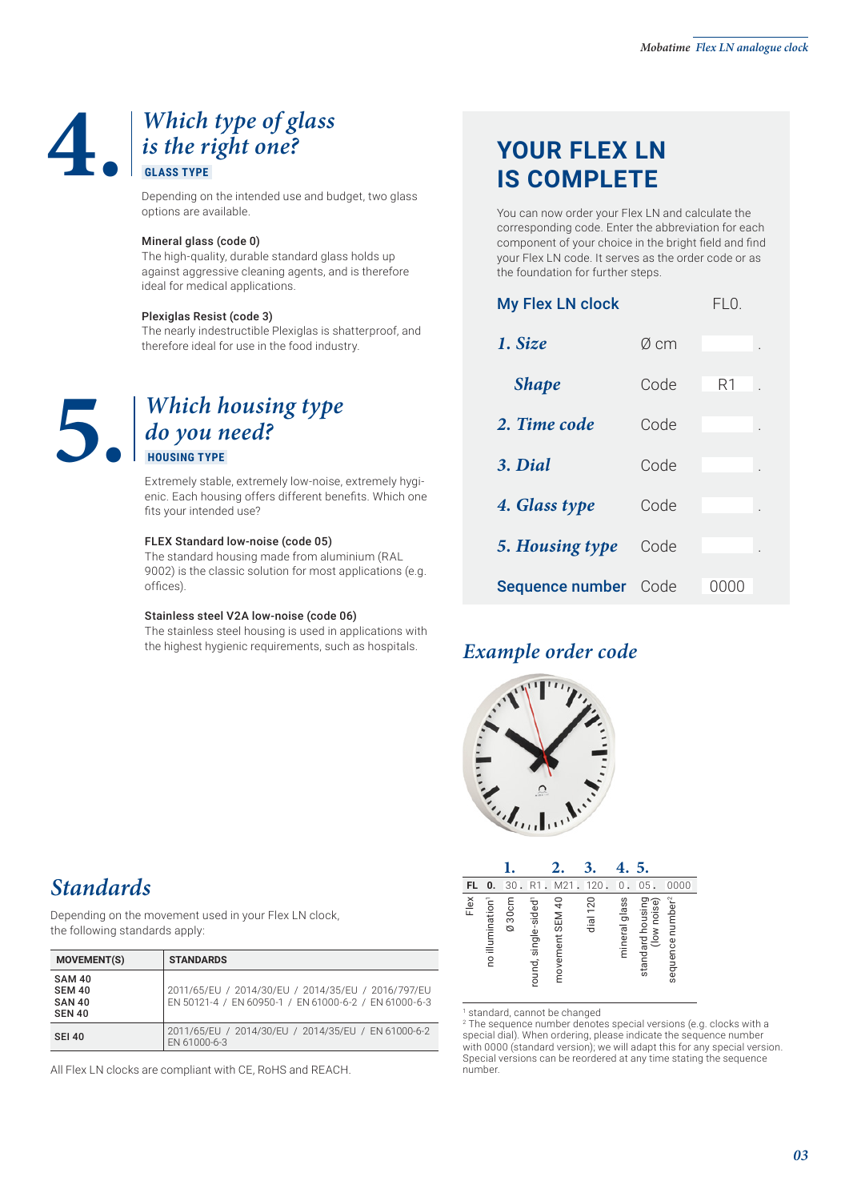## 4. Which type of glass is the right one?

**GLASS TYPE**

Depending on the intended use and budget, two glass options are available.

**Mineral glass (code 0)**
The high-quality, durable standard glass holds up against aggressive cleaning agents, and is therefore ideal for medical applications.

**Plexiglas Resist (code 3)**
The nearly indestructible Plexiglas is shatterproof, and therefore ideal for use in the food industry.

## 5. Which housing type do you need?

**HOUSING TYPE**

Extremely stable, extremely low-noise, extremely hygienic. Each housing offers different benefits. Which one fits your intended use?

**FLEX Standard low-noise (code 05)**
The standard housing made from aluminium (RAL 9002) is the classic solution for most applications (e.g. offices).

**Stainless steel V2A low-noise (code 06)**
The stainless steel housing is used in applications with the highest hygienic requirements, such as hospitals.

## YOUR FLEX LN IS COMPLETE

You can now order your Flex LN and calculate the corresponding code. Enter the abbreviation for each component of your choice in the bright field and find your Flex LN code. It serves as the order code or as the foundation for further steps.

| My Flex LN clock | | FL0. |
|---|---|---|
| *1. Size* | Ø cm | . |
| *Shape* | Code | R1 . |
| *2. Time code* | Code | . |
| *3. Dial* | Code | . |
| *4. Glass type* | Code | . |
| *5. Housing type* | Code | . |
| Sequence number | Code | 0000 |

## Example order code

| | | 1. | | 2. | 3. | 4. | 5. | |
|---|---|---|---|---|---|---|---|---|
| FL | 0. | 30. | R1. | M21. | 120. | 0. | 05. | 0000 |
| Flex | no illumination[1] | Ø 30cm | round, single-sided[1] | movement SEM 40 | dial 120 | mineral glass | standard housing (low noise) | sequence number[2] |

[1] standard, cannot be changed
[2] The sequence number denotes special versions (e.g. clocks with a special dial). When ordering, please indicate the sequence number with 0000 (standard version); we will adapt this for any special version. Special versions can be reordered at any time stating the sequence number.

## Standards

Depending on the movement used in your Flex LN clock, the following standards apply:

| MOVEMENT(S) | STANDARDS |
|---|---|
| SAM 40<br>SEM 40<br>SAN 40<br>SEN 40 | 2011/65/EU / 2014/30/EU / 2014/35/EU / 2016/797/EU<br>EN 50121-4 / EN 60950-1 / EN 61000-6-2 / EN 61000-6-3 |
| SEI 40 | 2011/65/EU / 2014/30/EU / 2014/35/EU / EN 61000-6-2<br>EN 61000-6-3 |

All Flex LN clocks are compliant with CE, RoHS and REACH.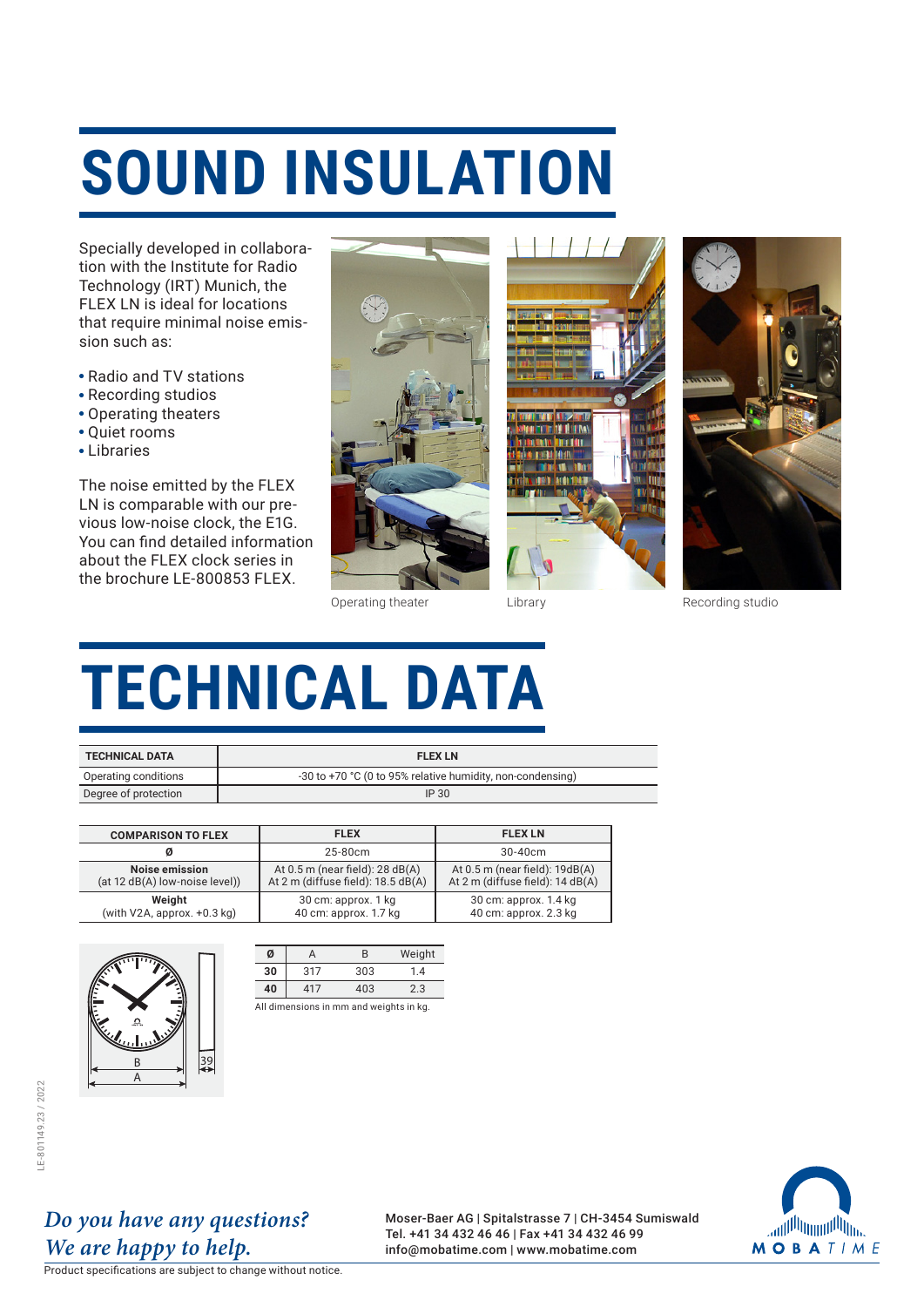# SOUND INSULATION

Specially developed in collaboration with the Institute for Radio Technology (IRT) Munich, the FLEX LN is ideal for locations that require minimal noise emission such as:

- Radio and TV stations
- Recording studios
- Operating theaters
- Quiet rooms
- Libraries

The noise emitted by the FLEX LN is comparable with our previous low-noise clock, the E1G. You can find detailed information about the FLEX clock series in the brochure LE-800853 FLEX.

Operating theater

Library

Recording studio

# TECHNICAL DATA

| TECHNICAL DATA | FLEX LN |
| --- | --- |
| Operating conditions | -30 to +70 °C (0 to 95% relative humidity, non-condensing) |
| Degree of protection | IP 30 |

| COMPARISON TO FLEX | FLEX | FLEX LN |
| --- | --- | --- |
| Ø | 25-80cm | 30-40cm |
| **Noise emission** (at 12 dB(A) low-noise level)) | At 0.5 m (near field): 28 dB(A) At 2 m (diffuse field): 18.5 dB(A) | At 0.5 m (near field): 19dB(A) At 2 m (diffuse field): 14 dB(A) |
| **Weight** (with V2A, approx. +0.3 kg) | 30 cm: approx. 1 kg 40 cm: approx. 1.7 kg | 30 cm: approx. 1.4 kg 40 cm: approx. 2.3 kg |

B

A

39

| Ø | A | B | Weight |
| --- | --- | --- | --- |
| **30** | 317 | 303 | 1.4 |
| **40** | 417 | 403 | 2.3 |

All dimensions in mm and weights in kg.

LE-801149.23 / 2022

*Do you have any questions? We are happy to help.*

Moser-Baer AG | Spitalstrasse 7 | CH-3454 Sumiswald
Tel. +41 34 432 46 46 | Fax +41 34 432 46 99
info@mobatime.com | www.mobatime.com

MOBATIME

Product specifications are subject to change without notice.